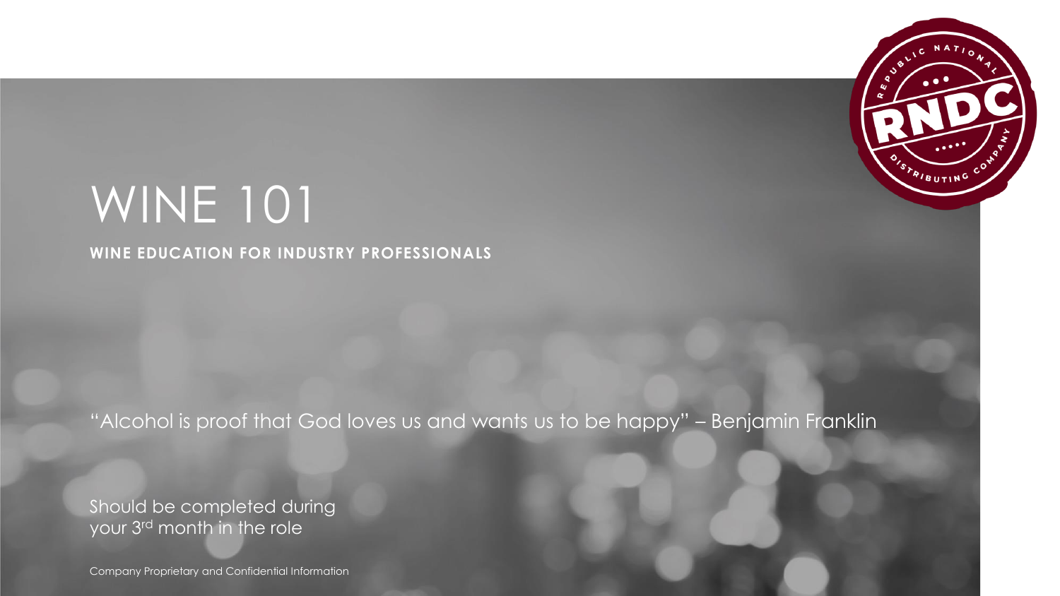# WINE 101

**WINE EDUCATION FOR INDUSTRY PROFESSIONALS**

"Alcohol is proof that God loves us and wants us to be happy" – Benjamin Franklin

Should be completed during your 3rd month in the role

Company Proprietary and Confidential Information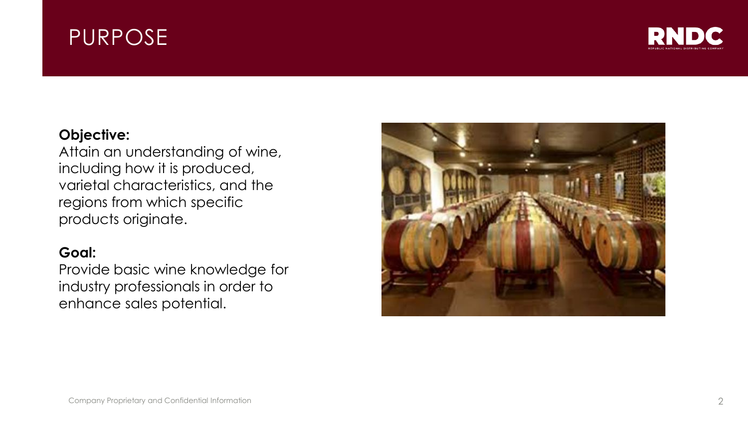# PURPOSE

**Objective:**
Attain an understanding of wine, including how it is produced, varietal characteristics, and the regions from which specific products originate.

**Goal:**
Provide basic wine knowledge for industry professionals in order to enhance sales potential.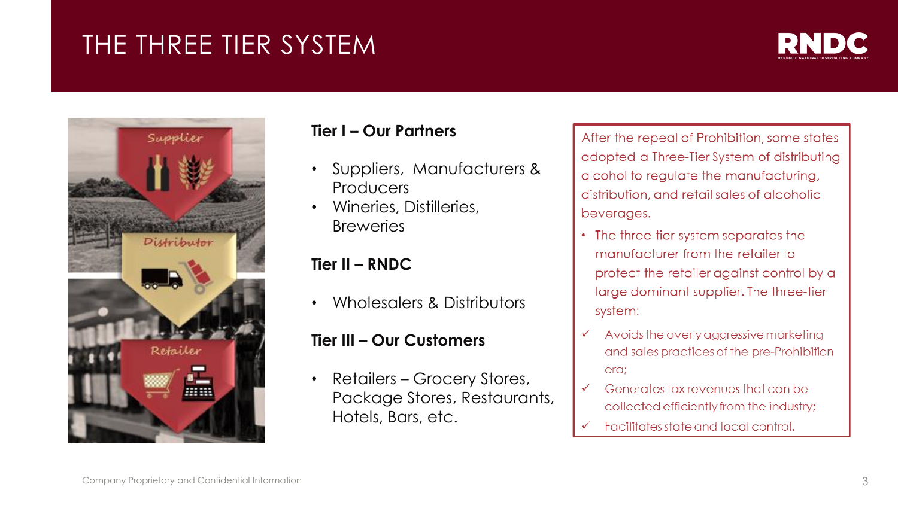# THE THREE TIER SYSTEM

### Tier I – Our Partners

- Suppliers, Manufacturers & Producers
- Wineries, Distilleries, Breweries

### Tier II – RNDC

- Wholesalers & Distributors

### Tier III – Our Customers

- Retailers – Grocery Stores, Package Stores, Restaurants, Hotels, Bars, etc.

After the repeal of Prohibition, some states adopted a Three-Tier System of distributing alcohol to regulate the manufacturing, distribution, and retail sales of alcoholic beverages.

- The three-tier system separates the manufacturer from the retailer to protect the retailer against control by a large dominant supplier. The three-tier system:

✓ Avoids the overly aggressive marketing and sales practices of the pre-Prohibition era;

✓ Generates tax revenues that can be collected efficiently from the industry;

✓ Facilitates state and local control.

Company Proprietary and Confidential Information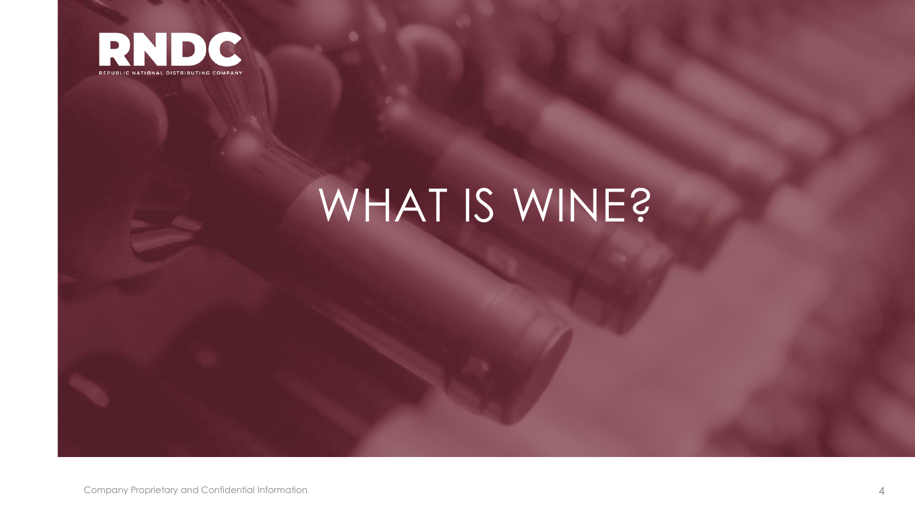# WHAT IS WINE?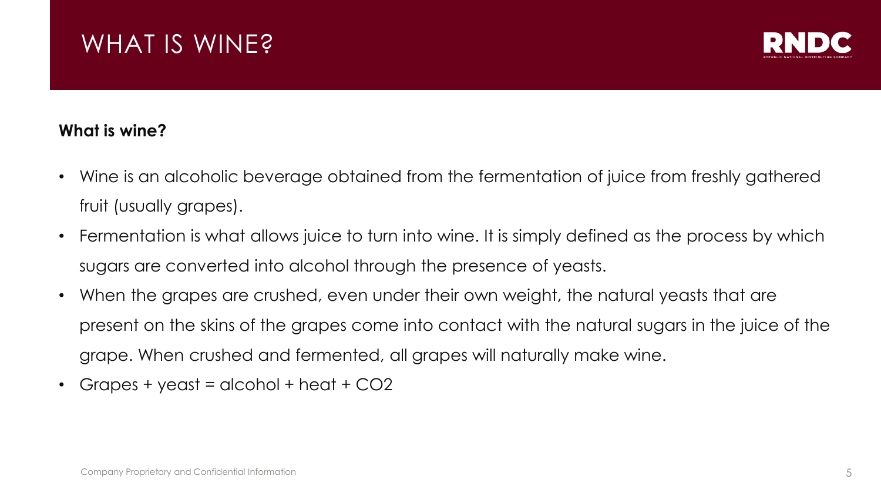# WHAT IS WINE?

**What is wine?**

- Wine is an alcoholic beverage obtained from the fermentation of juice from freshly gathered fruit (usually grapes).
- Fermentation is what allows juice to turn into wine. It is simply defined as the process by which sugars are converted into alcohol through the presence of yeasts.
- When the grapes are crushed, even under their own weight, the natural yeasts that are present on the skins of the grapes come into contact with the natural sugars in the juice of the grape. When crushed and fermented, all grapes will naturally make wine.
- Grapes + yeast = alcohol + heat + $CO_2$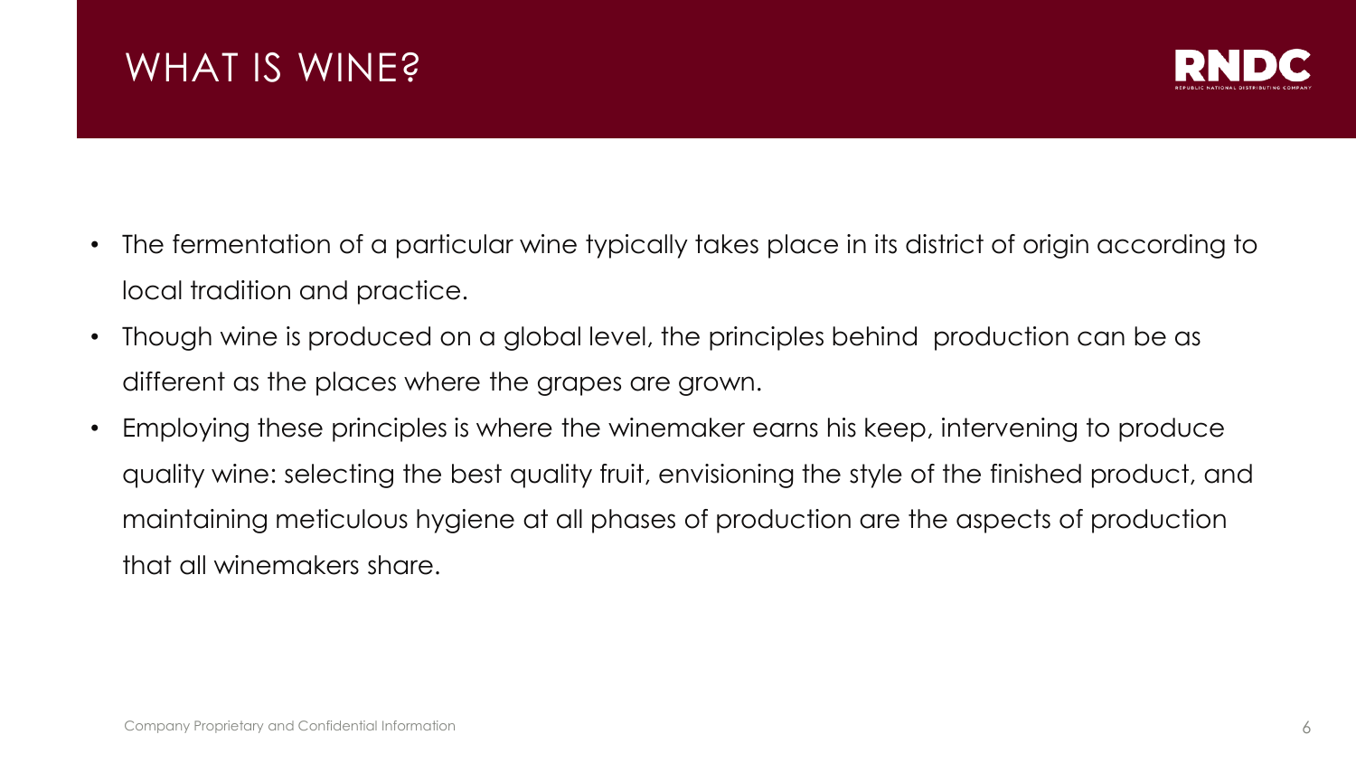# WHAT IS WINE?

- The fermentation of a particular wine typically takes place in its district of origin according to local tradition and practice.
- Though wine is produced on a global level, the principles behind production can be as different as the places where the grapes are grown.
- Employing these principles is where the winemaker earns his keep, intervening to produce quality wine: selecting the best quality fruit, envisioning the style of the finished product, and maintaining meticulous hygiene at all phases of production are the aspects of production that all winemakers share.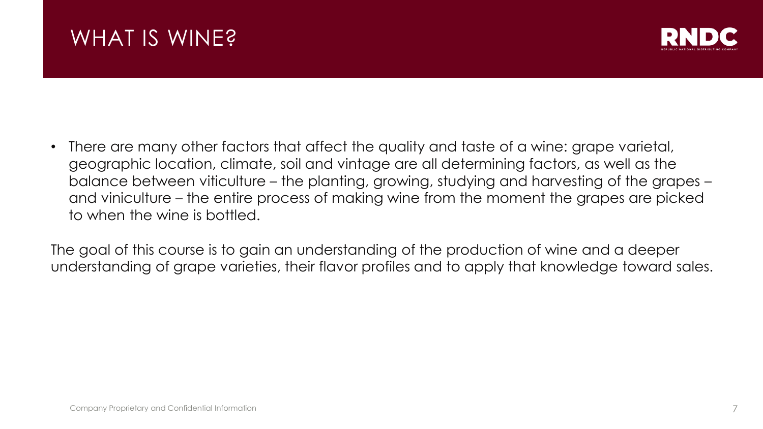# WHAT IS WINE?

- There are many other factors that affect the quality and taste of a wine: grape varietal, geographic location, climate, soil and vintage are all determining factors, as well as the balance between viticulture – the planting, growing, studying and harvesting of the grapes – and viniculture – the entire process of making wine from the moment the grapes are picked to when the wine is bottled.

The goal of this course is to gain an understanding of the production of wine and a deeper understanding of grape varieties, their flavor profiles and to apply that knowledge toward sales.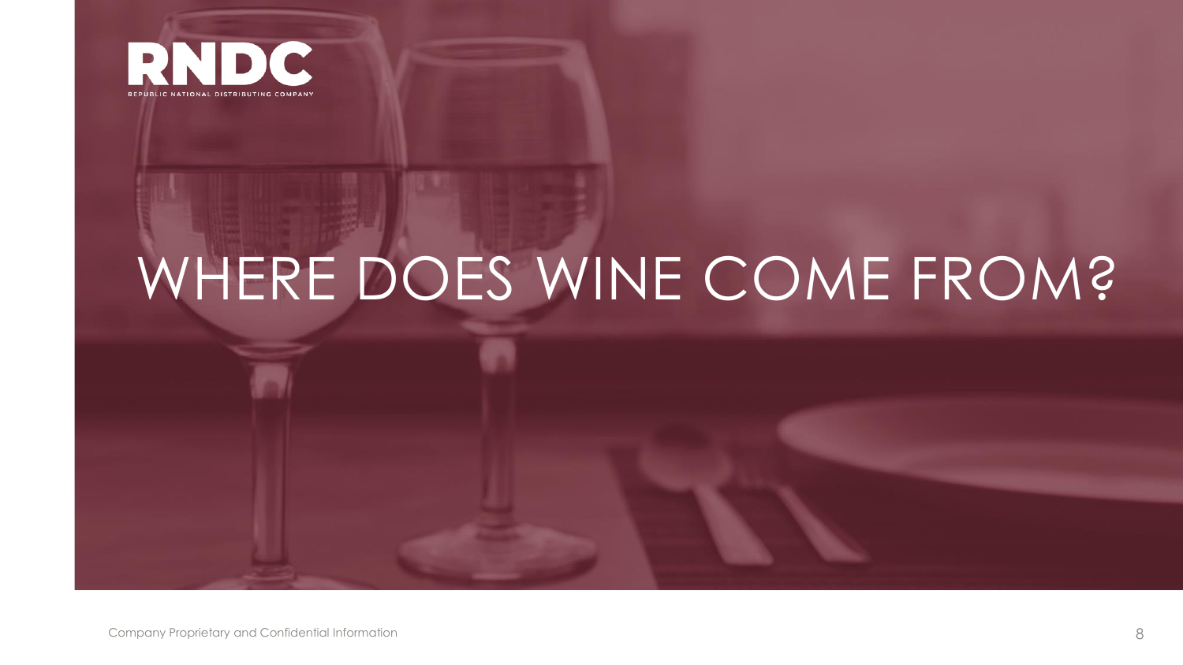RNDC

REPUBLIC NATIONAL DISTRIBUTING COMPANY

# WHERE DOES WINE COME FROM?

Company Proprietary and Confidential Information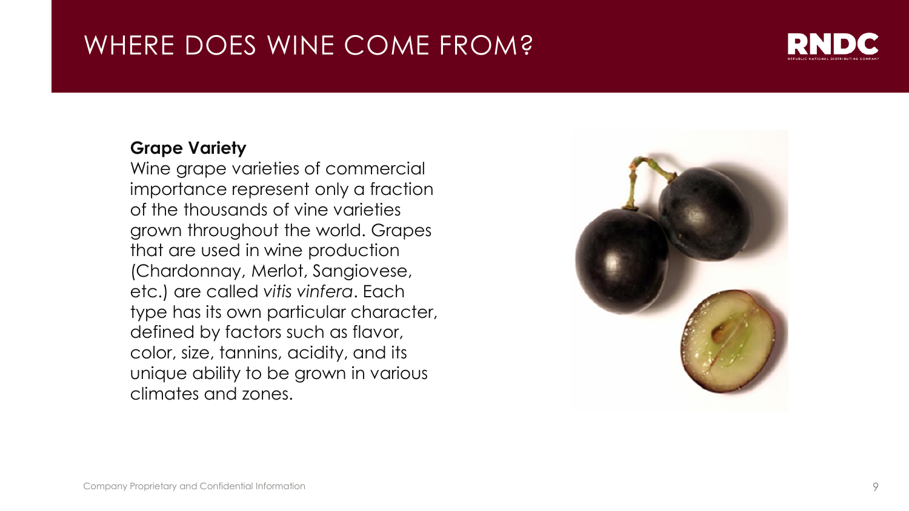# WHERE DOES WINE COME FROM?

**Grape Variety**

Wine grape varieties of commercial importance represent only a fraction of the thousands of vine varieties grown throughout the world. Grapes that are used in wine production (Chardonnay, Merlot, Sangiovese, etc.) are called *vitis vinfera*. Each type has its own particular character, defined by factors such as flavor, color, size, tannins, acidity, and its unique ability to be grown in various climates and zones.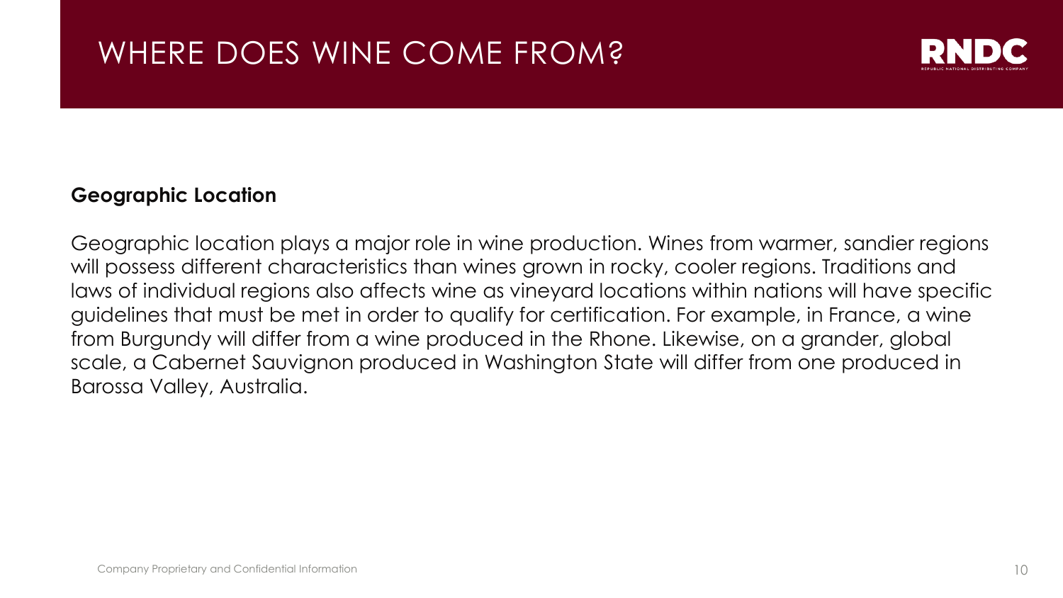# WHERE DOES WINE COME FROM?

**Geographic Location**

Geographic location plays a major role in wine production. Wines from warmer, sandier regions will possess different characteristics than wines grown in rocky, cooler regions. Traditions and laws of individual regions also affects wine as vineyard locations within nations will have specific guidelines that must be met in order to qualify for certification. For example, in France, a wine from Burgundy will differ from a wine produced in the Rhone. Likewise, on a grander, global scale, a Cabernet Sauvignon produced in Washington State will differ from one produced in Barossa Valley, Australia.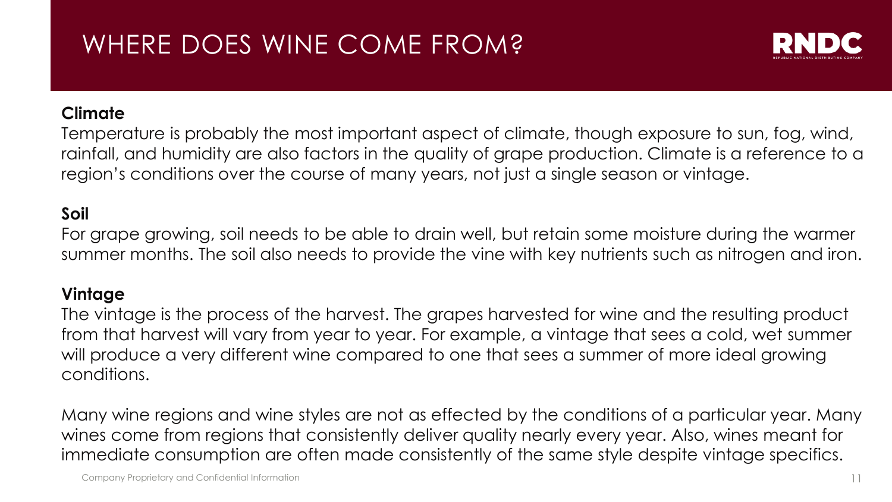# WHERE DOES WINE COME FROM?

**Climate**

Temperature is probably the most important aspect of climate, though exposure to sun, fog, wind, rainfall, and humidity are also factors in the quality of grape production. Climate is a reference to a region's conditions over the course of many years, not just a single season or vintage.

**Soil**

For grape growing, soil needs to be able to drain well, but retain some moisture during the warmer summer months. The soil also needs to provide the vine with key nutrients such as nitrogen and iron.

**Vintage**

The vintage is the process of the harvest. The grapes harvested for wine and the resulting product from that harvest will vary from year to year. For example, a vintage that sees a cold, wet summer will produce a very different wine compared to one that sees a summer of more ideal growing conditions.

Many wine regions and wine styles are not as effected by the conditions of a particular year. Many wines come from regions that consistently deliver quality nearly every year. Also, wines meant for immediate consumption are often made consistently of the same style despite vintage specifics.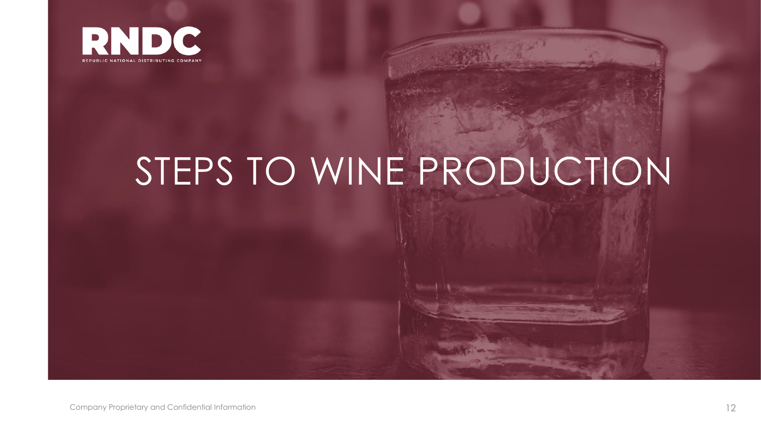# STEPS TO WINE PRODUCTION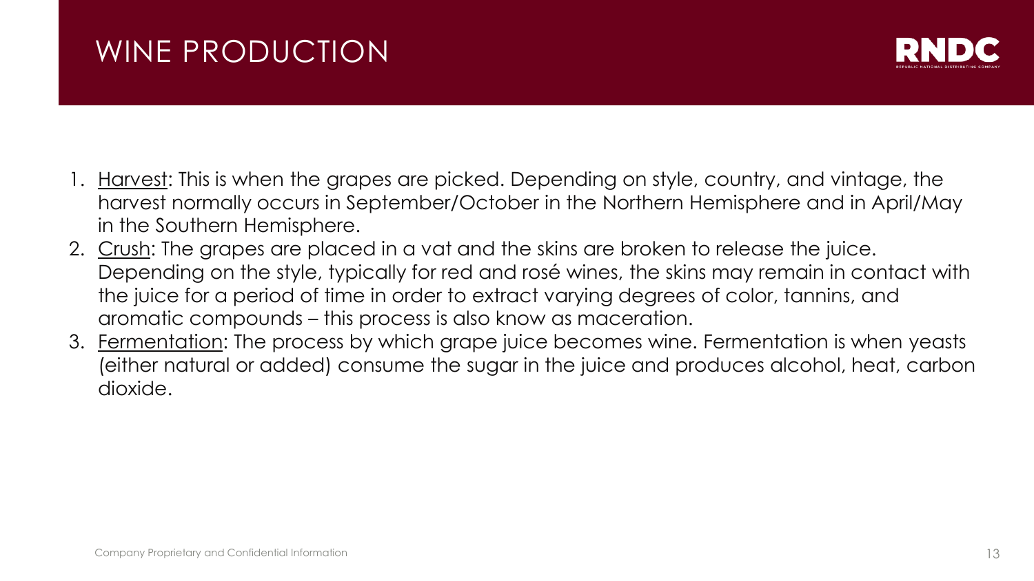# WINE PRODUCTION

1. Harvest: This is when the grapes are picked. Depending on style, country, and vintage, the harvest normally occurs in September/October in the Northern Hemisphere and in April/May in the Southern Hemisphere.
2. Crush: The grapes are placed in a vat and the skins are broken to release the juice. Depending on the style, typically for red and rosé wines, the skins may remain in contact with the juice for a period of time in order to extract varying degrees of color, tannins, and aromatic compounds – this process is also know as maceration.
3. Fermentation: The process by which grape juice becomes wine. Fermentation is when yeasts (either natural or added) consume the sugar in the juice and produces alcohol, heat, carbon dioxide.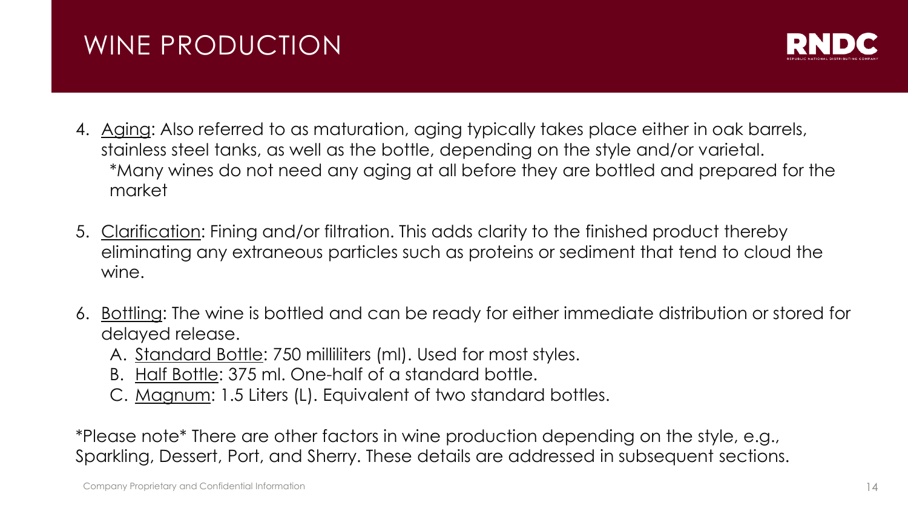# WINE PRODUCTION

4. Aging: Also referred to as maturation, aging typically takes place either in oak barrels, stainless steel tanks, as well as the bottle, depending on the style and/or varietal.
   *Many wines do not need any aging at all before they are bottled and prepared for the market

5. Clarification: Fining and/or filtration. This adds clarity to the finished product thereby eliminating any extraneous particles such as proteins or sediment that tend to cloud the wine.

6. Bottling: The wine is bottled and can be ready for either immediate distribution or stored for delayed release.
   A. Standard Bottle: 750 milliliters (ml). Used for most styles.
   B. Half Bottle: 375 ml. One-half of a standard bottle.
   C. Magnum: 1.5 Liters (L). Equivalent of two standard bottles.

*Please note* There are other factors in wine production depending on the style, e.g., Sparkling, Dessert, Port, and Sherry. These details are addressed in subsequent sections.

Company Proprietary and Confidential Information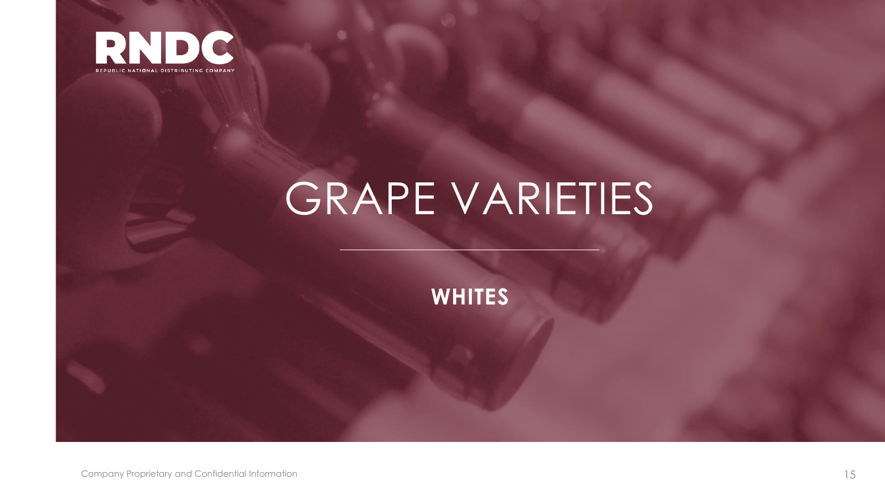# GRAPE VARIETIES

**WHITES**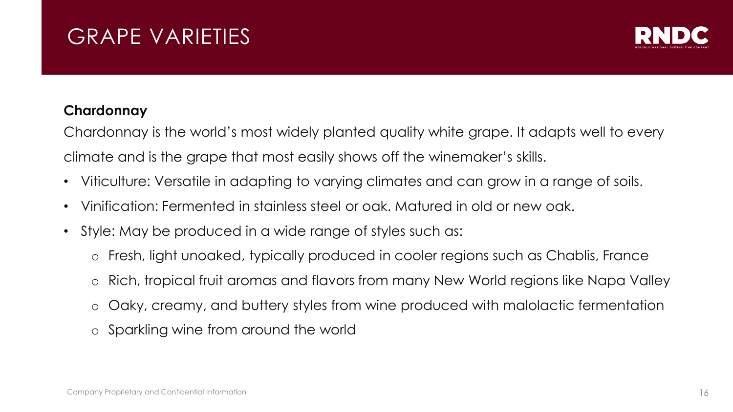# GRAPE VARIETIES

**Chardonnay**

Chardonnay is the world's most widely planted quality white grape. It adapts well to every climate and is the grape that most easily shows off the winemaker's skills.

- Viticulture: Versatile in adapting to varying climates and can grow in a range of soils.
- Vinification: Fermented in stainless steel or oak. Matured in old or new oak.
- Style: May be produced in a wide range of styles such as:
  - Fresh, light unoaked, typically produced in cooler regions such as Chablis, France
  - Rich, tropical fruit aromas and flavors from many New World regions like Napa Valley
  - Oaky, creamy, and buttery styles from wine produced with malolactic fermentation
  - Sparkling wine from around the world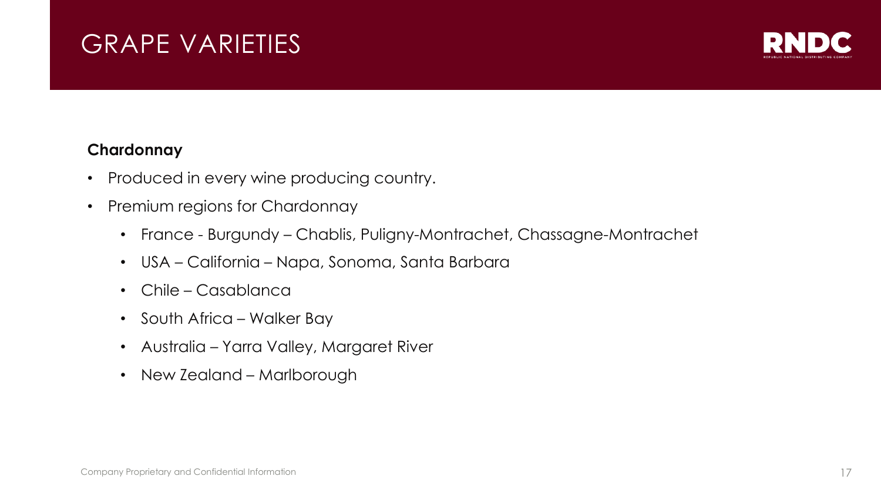# GRAPE VARIETIES

**Chardonnay**

- Produced in every wine producing country.
- Premium regions for Chardonnay
  - France - Burgundy – Chablis, Puligny-Montrachet, Chassagne-Montrachet
  - USA – California – Napa, Sonoma, Santa Barbara
  - Chile – Casablanca
  - South Africa – Walker Bay
  - Australia – Yarra Valley, Margaret River
  - New Zealand – Marlborough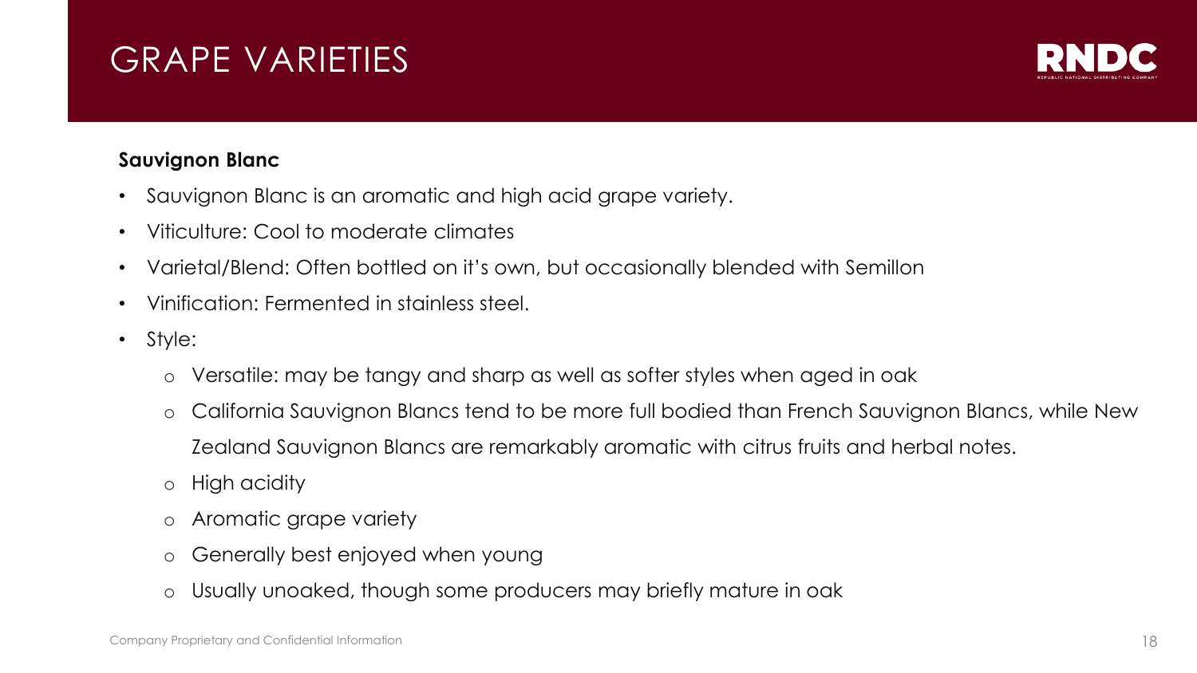# GRAPE VARIETIES

**Sauvignon Blanc**

- Sauvignon Blanc is an aromatic and high acid grape variety.
- Viticulture: Cool to moderate climates
- Varietal/Blend: Often bottled on it's own, but occasionally blended with Semillon
- Vinification: Fermented in stainless steel.
- Style:
  - Versatile: may be tangy and sharp as well as softer styles when aged in oak
  - California Sauvignon Blancs tend to be more full bodied than French Sauvignon Blancs, while New Zealand Sauvignon Blancs are remarkably aromatic with citrus fruits and herbal notes.
  - High acidity
  - Aromatic grape variety
  - Generally best enjoyed when young
  - Usually unoaked, though some producers may briefly mature in oak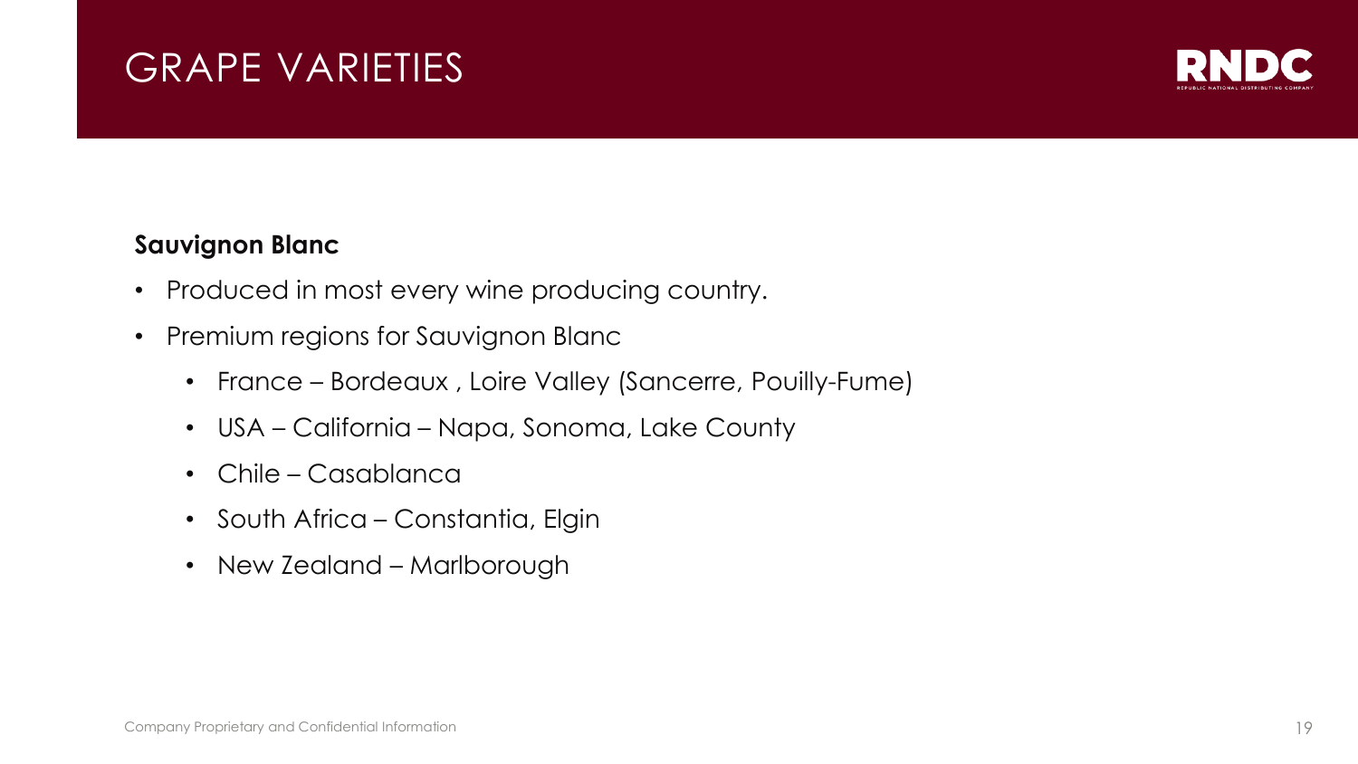# GRAPE VARIETIES

**Sauvignon Blanc**

- Produced in most every wine producing country.
- Premium regions for Sauvignon Blanc
  - France – Bordeaux , Loire Valley (Sancerre, Pouilly-Fume)
  - USA – California – Napa, Sonoma, Lake County
  - Chile – Casablanca
  - South Africa – Constantia, Elgin
  - New Zealand – Marlborough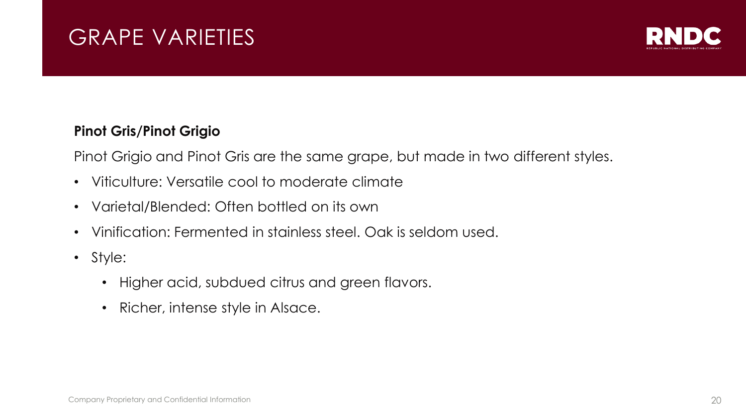# GRAPE VARIETIES

**Pinot Gris/Pinot Grigio**

Pinot Grigio and Pinot Gris are the same grape, but made in two different styles.

- Viticulture: Versatile cool to moderate climate
- Varietal/Blended: Often bottled on its own
- Vinification: Fermented in stainless steel. Oak is seldom used.
- Style:
  - Higher acid, subdued citrus and green flavors.
  - Richer, intense style in Alsace.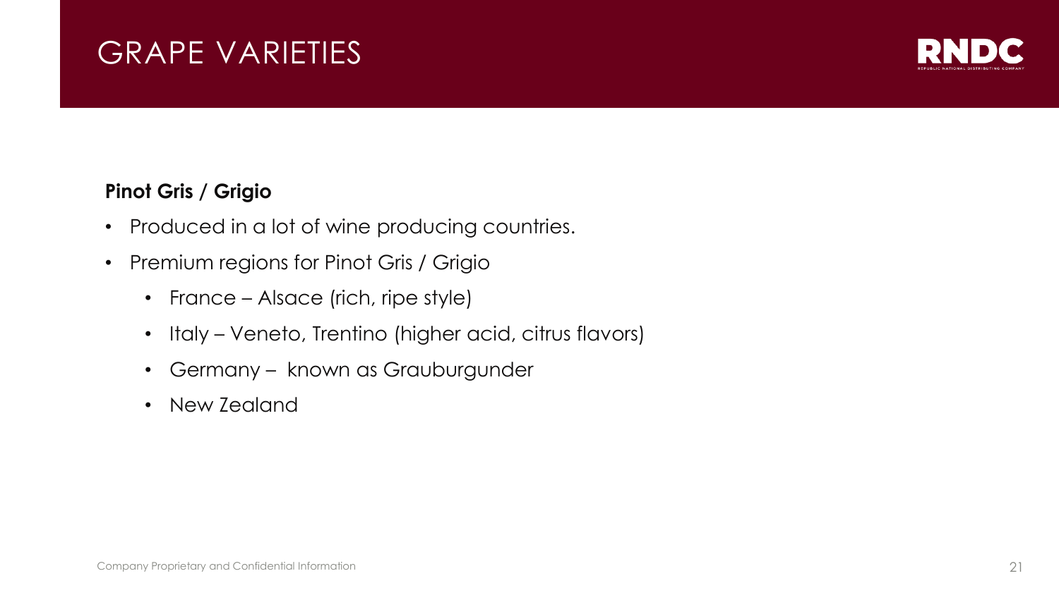# GRAPE VARIETIES

**Pinot Gris / Grigio**

- Produced in a lot of wine producing countries.
- Premium regions for Pinot Gris / Grigio
  - France – Alsace (rich, ripe style)
  - Italy – Veneto, Trentino (higher acid, citrus flavors)
  - Germany – known as Grauburgunder
  - New Zealand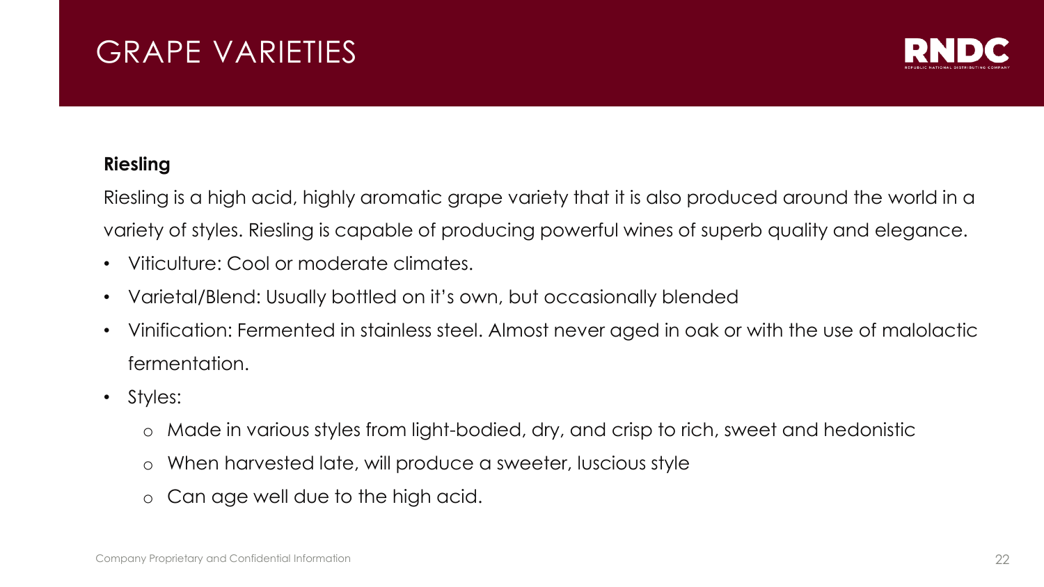# GRAPE VARIETIES

**Riesling**

Riesling is a high acid, highly aromatic grape variety that it is also produced around the world in a variety of styles. Riesling is capable of producing powerful wines of superb quality and elegance.

- Viticulture: Cool or moderate climates.
- Varietal/Blend: Usually bottled on it's own, but occasionally blended
- Vinification: Fermented in stainless steel. Almost never aged in oak or with the use of malolactic fermentation.
- Styles:
  - Made in various styles from light-bodied, dry, and crisp to rich, sweet and hedonistic
  - When harvested late, will produce a sweeter, luscious style
  - Can age well due to the high acid.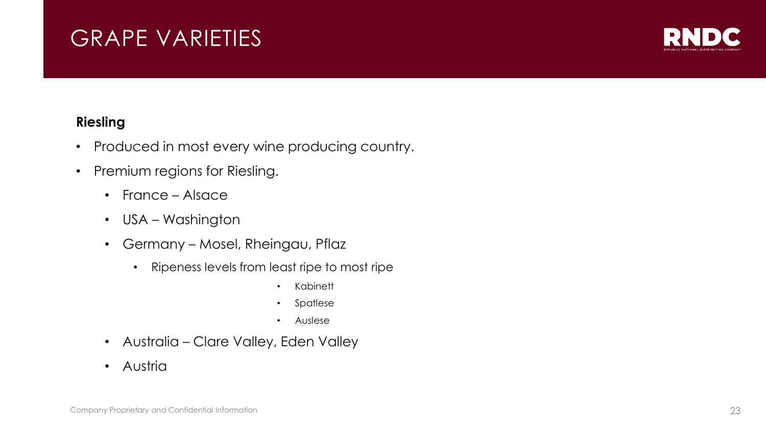# GRAPE VARIETIES

**Riesling**

- Produced in most every wine producing country.
- Premium regions for Riesling.
  - France – Alsace
  - USA – Washington
  - Germany – Mosel, Rheingau, Pflaz
    - Ripeness levels from least ripe to most ripe
      - Kabinett
      - Spatlese
      - Auslese
  - Australia – Clare Valley, Eden Valley
  - Austria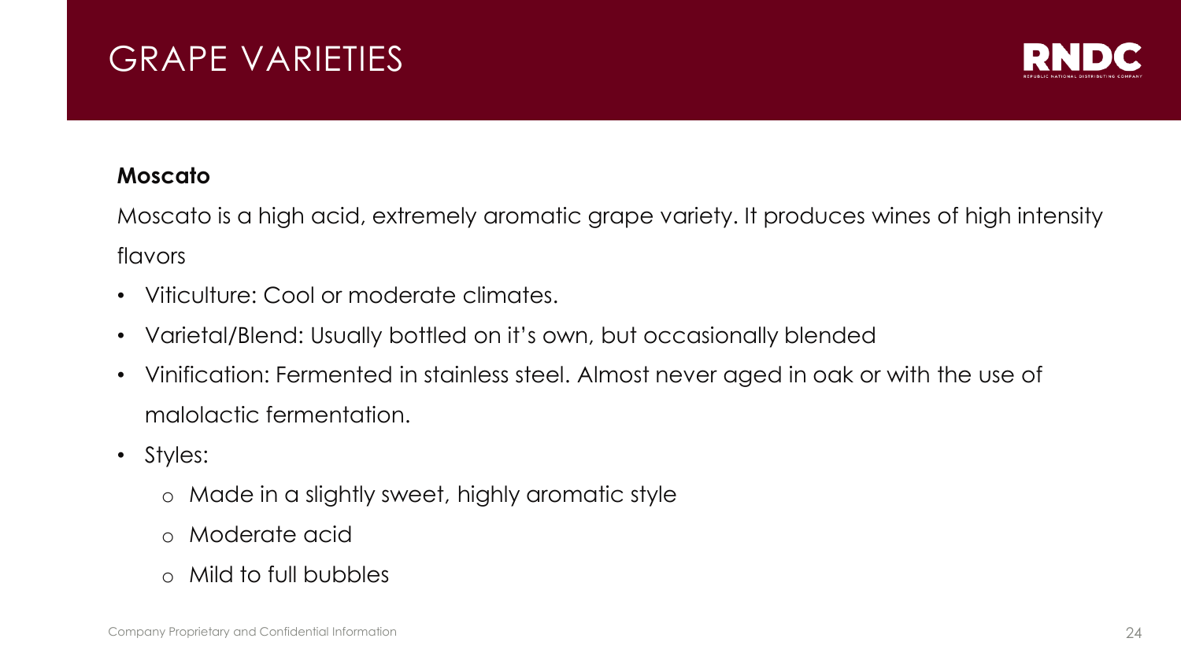# GRAPE VARIETIES

**Moscato**

Moscato is a high acid, extremely aromatic grape variety. It produces wines of high intensity flavors

- Viticulture: Cool or moderate climates.
- Varietal/Blend: Usually bottled on it's own, but occasionally blended
- Vinification: Fermented in stainless steel. Almost never aged in oak or with the use of malolactic fermentation.
- Styles:
  - Made in a slightly sweet, highly aromatic style
  - Moderate acid
  - Mild to full bubbles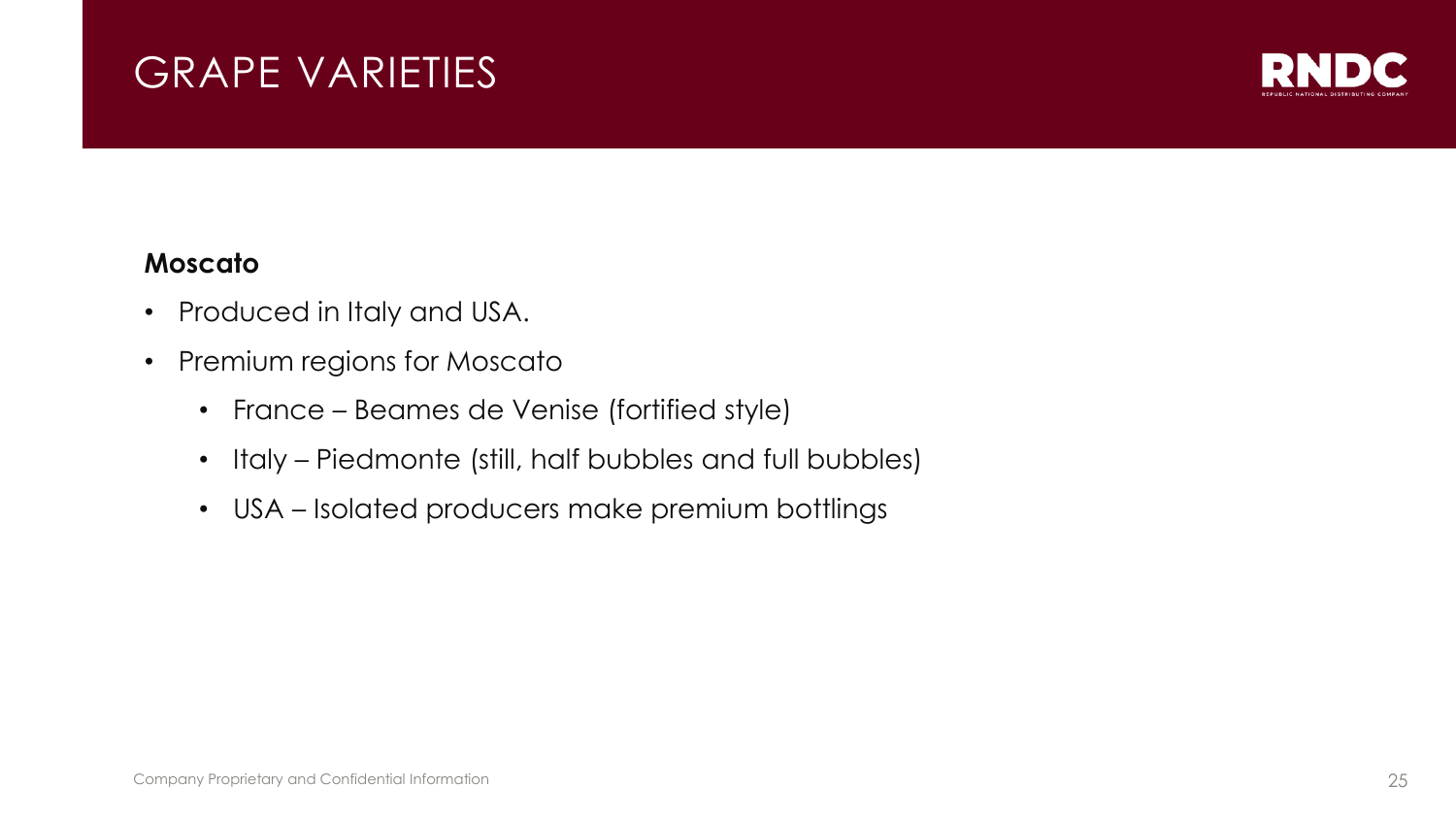# GRAPE VARIETIES

**Moscato**

- Produced in Italy and USA.
- Premium regions for Moscato
  - France – Beames de Venise (fortified style)
  - Italy – Piedmonte (still, half bubbles and full bubbles)
  - USA – Isolated producers make premium bottlings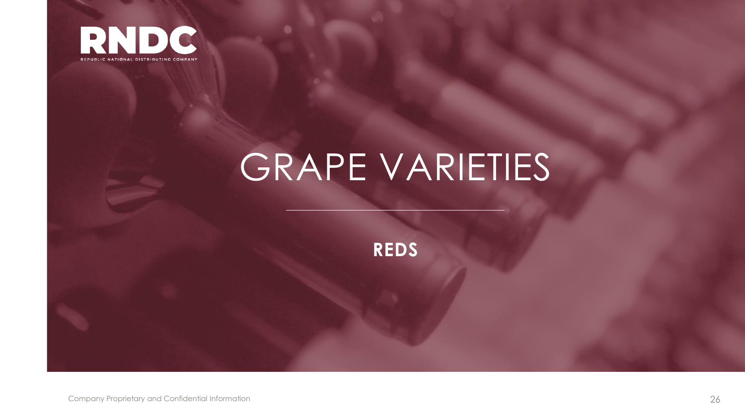# GRAPE VARIETIES

**REDS**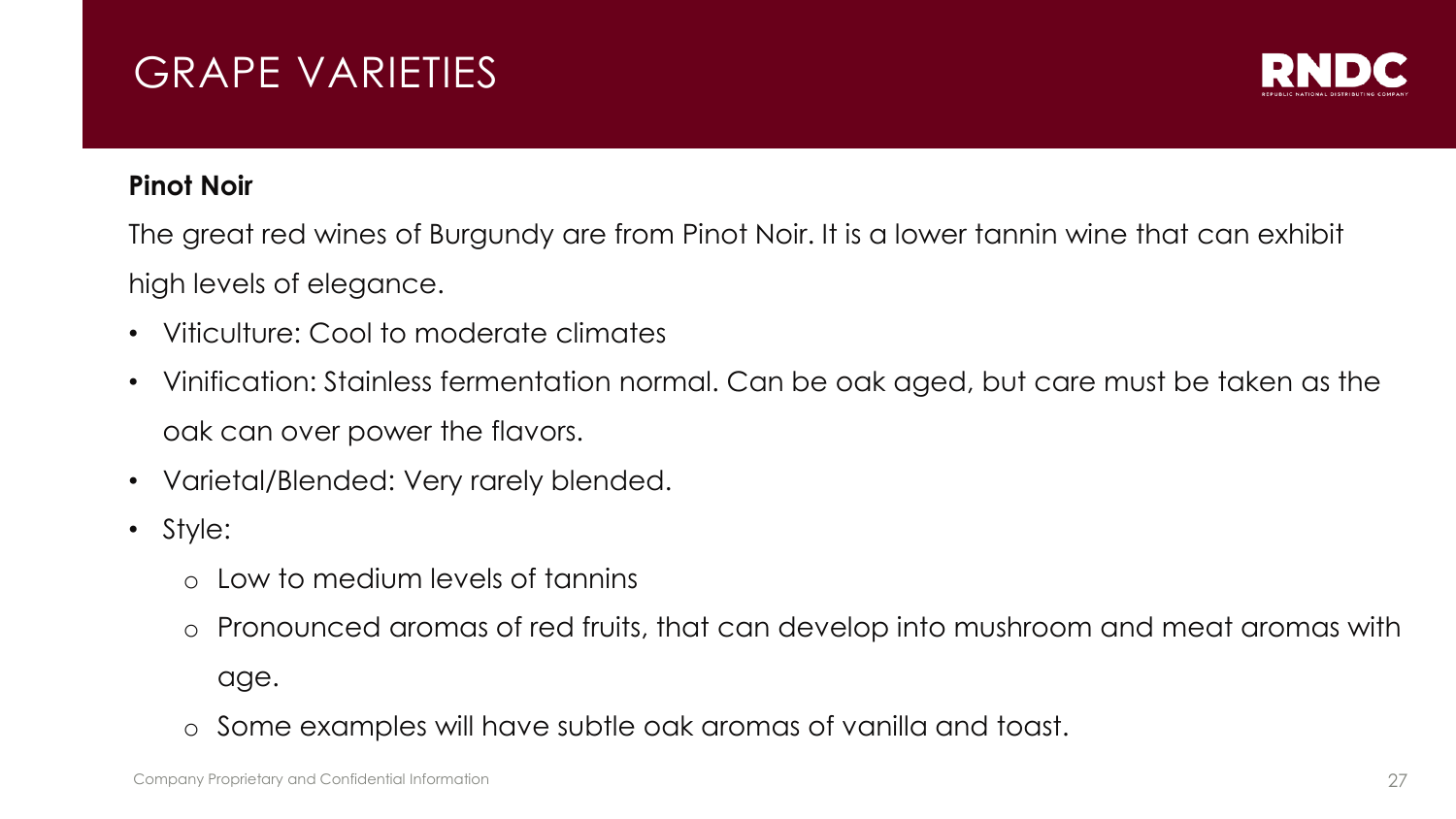# GRAPE VARIETIES

**Pinot Noir**

The great red wines of Burgundy are from Pinot Noir. It is a lower tannin wine that can exhibit high levels of elegance.

- Viticulture: Cool to moderate climates
- Vinification: Stainless fermentation normal. Can be oak aged, but care must be taken as the oak can over power the flavors.
- Varietal/Blended: Very rarely blended.
- Style:
  - Low to medium levels of tannins
  - Pronounced aromas of red fruits, that can develop into mushroom and meat aromas with age.
  - Some examples will have subtle oak aromas of vanilla and toast.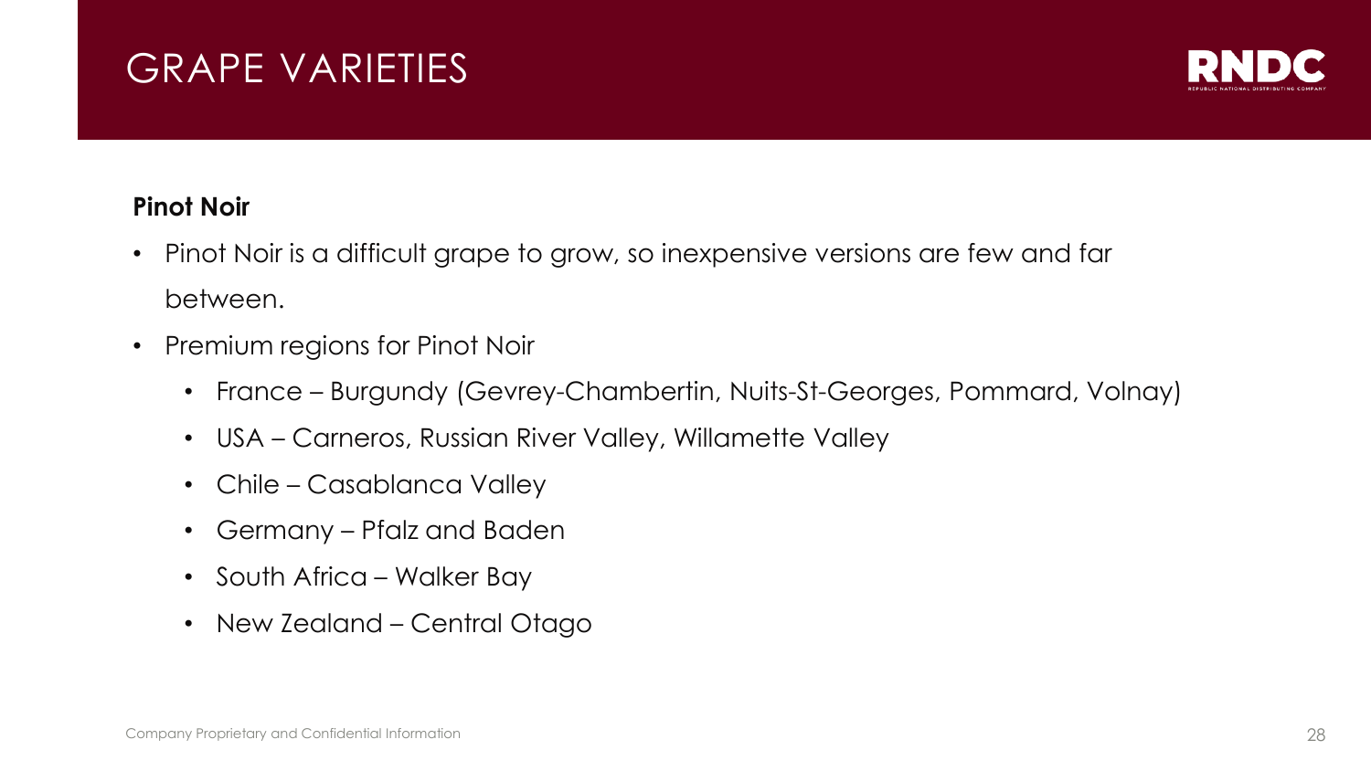# GRAPE VARIETIES

**Pinot Noir**

- Pinot Noir is a difficult grape to grow, so inexpensive versions are few and far between.
- Premium regions for Pinot Noir
  - France – Burgundy (Gevrey-Chambertin, Nuits-St-Georges, Pommard, Volnay)
  - USA – Carneros, Russian River Valley, Willamette Valley
  - Chile – Casablanca Valley
  - Germany – Pfalz and Baden
  - South Africa – Walker Bay
  - New Zealand – Central Otago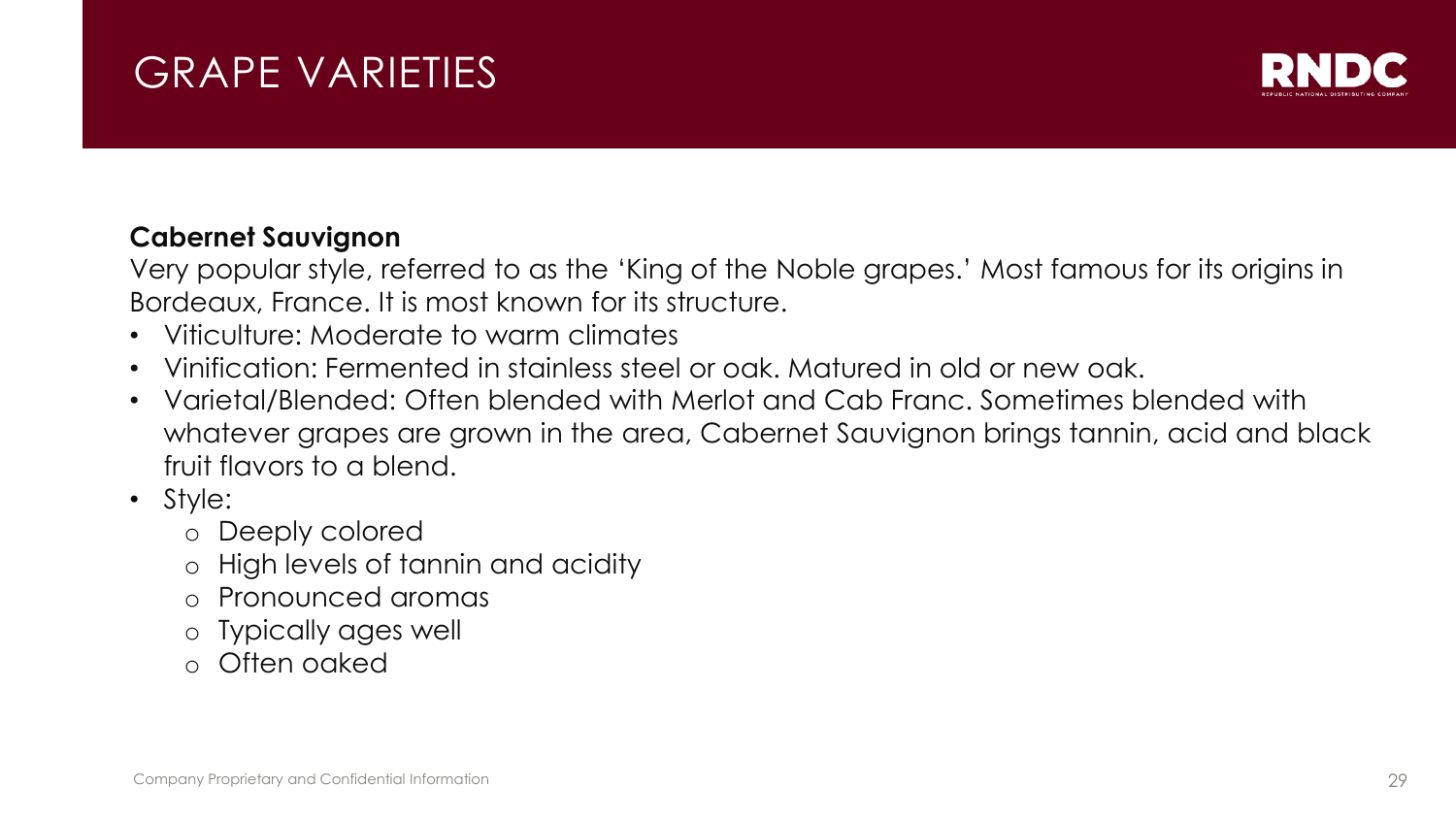# GRAPE VARIETIES

**Cabernet Sauvignon**

Very popular style, referred to as the 'King of the Noble grapes.' Most famous for its origins in Bordeaux, France. It is most known for its structure.

- Viticulture: Moderate to warm climates
- Vinification: Fermented in stainless steel or oak. Matured in old or new oak.
- Varietal/Blended: Often blended with Merlot and Cab Franc. Sometimes blended with whatever grapes are grown in the area, Cabernet Sauvignon brings tannin, acid and black fruit flavors to a blend.
- Style:
    - Deeply colored
    - High levels of tannin and acidity
    - Pronounced aromas
    - Typically ages well
    - Often oaked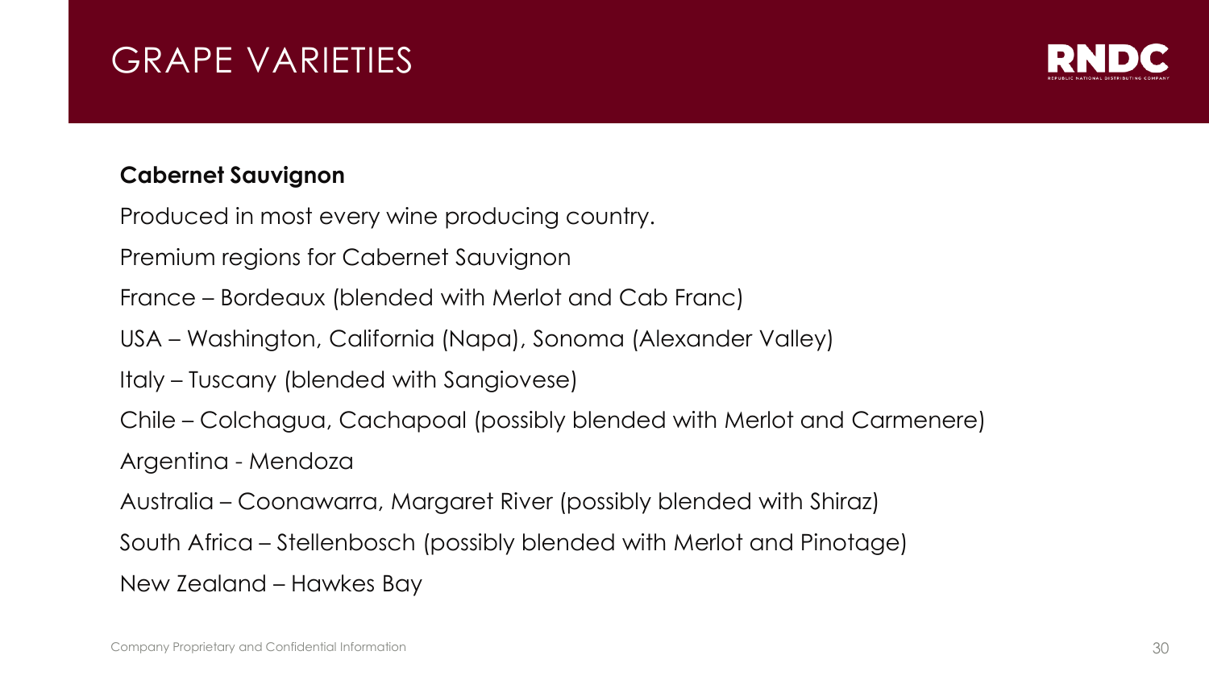# GRAPE VARIETIES

**Cabernet Sauvignon**

Produced in most every wine producing country.

Premium regions for Cabernet Sauvignon

France – Bordeaux (blended with Merlot and Cab Franc)

USA – Washington, California (Napa), Sonoma (Alexander Valley)

Italy – Tuscany (blended with Sangiovese)

Chile – Colchagua, Cachapoal (possibly blended with Merlot and Carmenere)

Argentina - Mendoza

Australia – Coonawarra, Margaret River (possibly blended with Shiraz)

South Africa – Stellenbosch (possibly blended with Merlot and Pinotage)

New Zealand – Hawkes Bay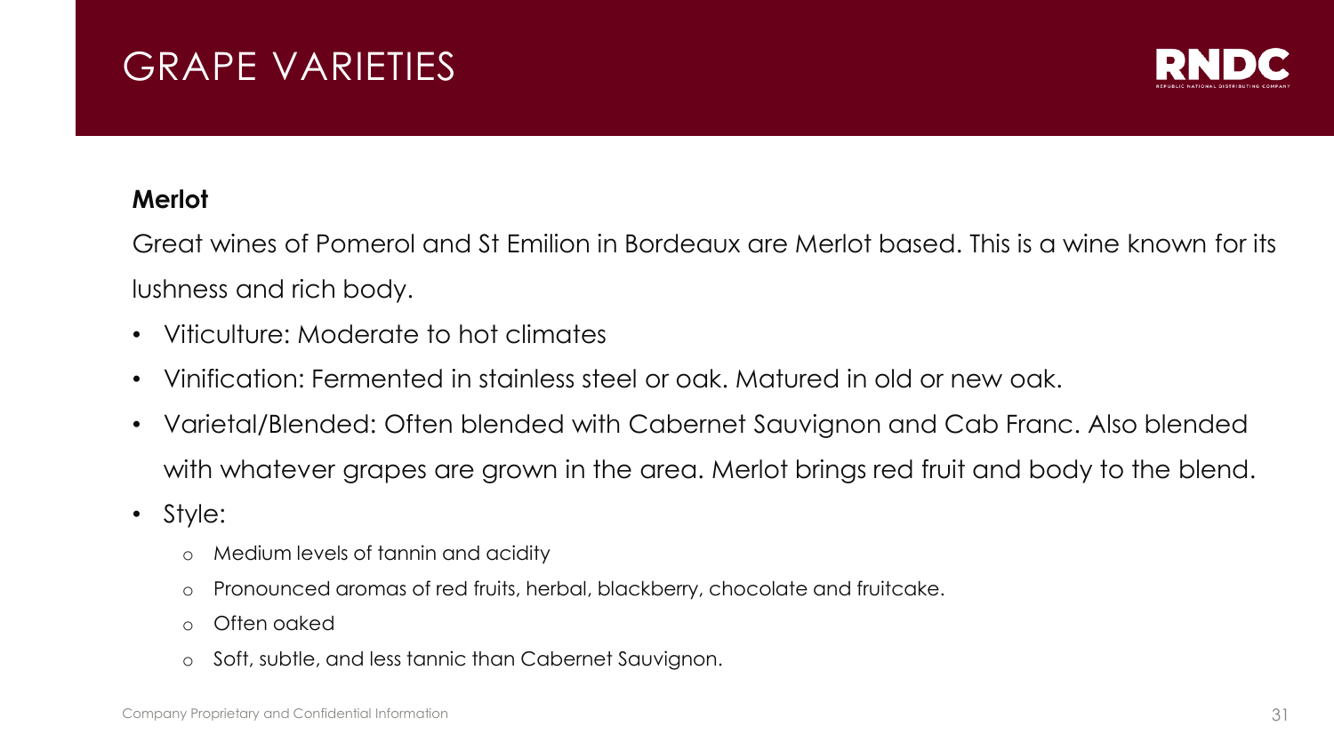# GRAPE VARIETIES

**Merlot**

Great wines of Pomerol and St Emilion in Bordeaux are Merlot based. This is a wine known for its lushness and rich body.

- Viticulture: Moderate to hot climates
- Vinification: Fermented in stainless steel or oak. Matured in old or new oak.
- Varietal/Blended: Often blended with Cabernet Sauvignon and Cab Franc. Also blended with whatever grapes are grown in the area. Merlot brings red fruit and body to the blend.
- Style:
  - Medium levels of tannin and acidity
  - Pronounced aromas of red fruits, herbal, blackberry, chocolate and fruitcake.
  - Often oaked
  - Soft, subtle, and less tannic than Cabernet Sauvignon.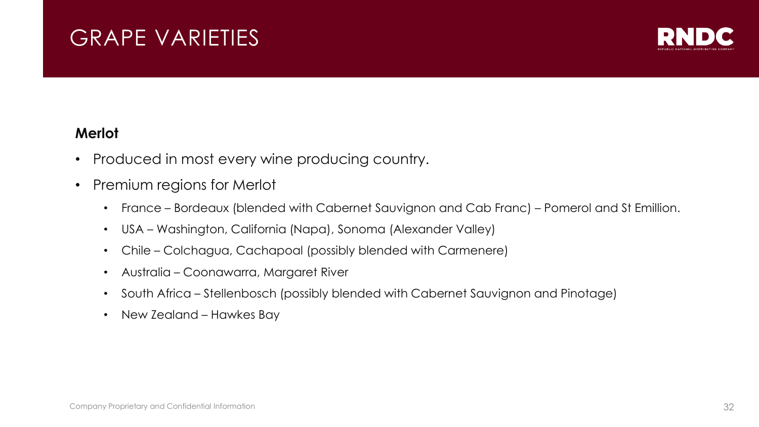# GRAPE VARIETIES

**Merlot**

- Produced in most every wine producing country.
- Premium regions for Merlot
  - France – Bordeaux (blended with Cabernet Sauvignon and Cab Franc) – Pomerol and St Emillion.
  - USA – Washington, California (Napa), Sonoma (Alexander Valley)
  - Chile – Colchagua, Cachapoal (possibly blended with Carmenere)
  - Australia – Coonawarra, Margaret River
  - South Africa – Stellenbosch (possibly blended with Cabernet Sauvignon and Pinotage)
  - New Zealand – Hawkes Bay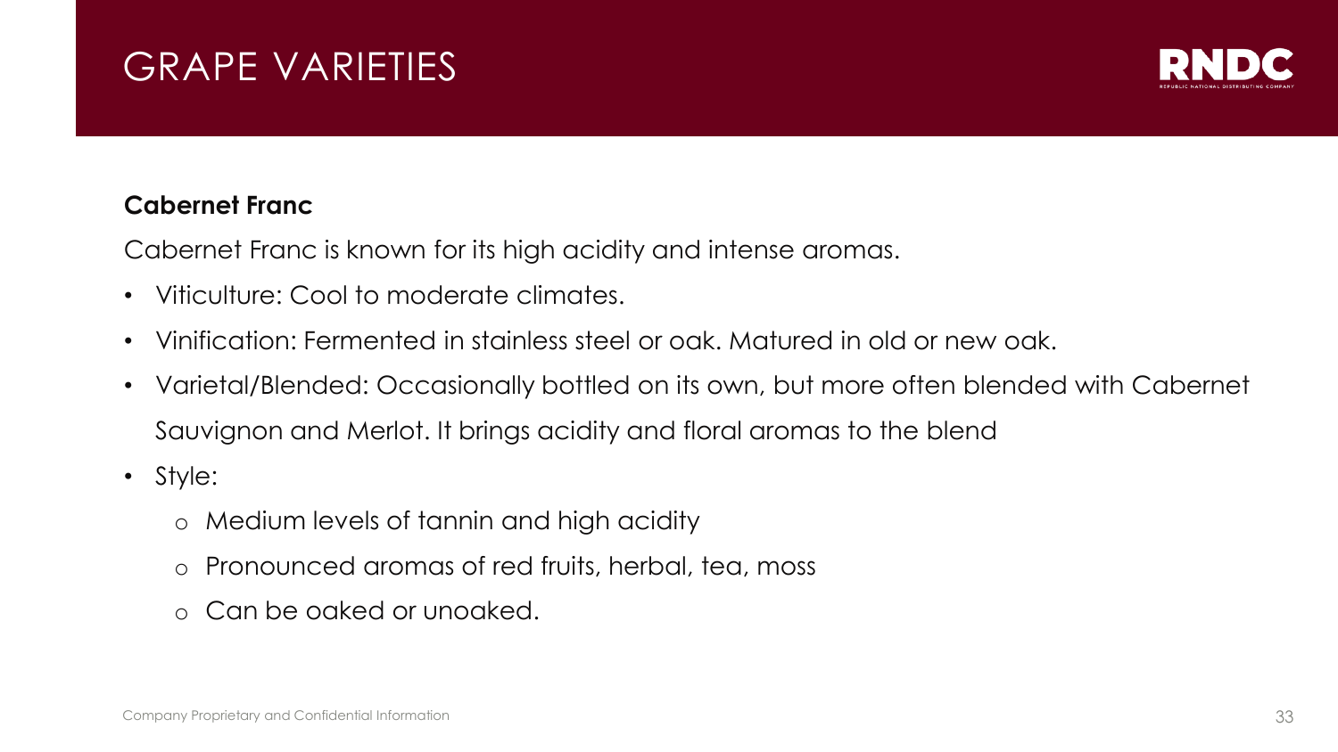# GRAPE VARIETIES

**Cabernet Franc**

Cabernet Franc is known for its high acidity and intense aromas.

- Viticulture: Cool to moderate climates.
- Vinification: Fermented in stainless steel or oak. Matured in old or new oak.
- Varietal/Blended: Occasionally bottled on its own, but more often blended with Cabernet Sauvignon and Merlot. It brings acidity and floral aromas to the blend
- Style:
  - Medium levels of tannin and high acidity
  - Pronounced aromas of red fruits, herbal, tea, moss
  - Can be oaked or unoaked.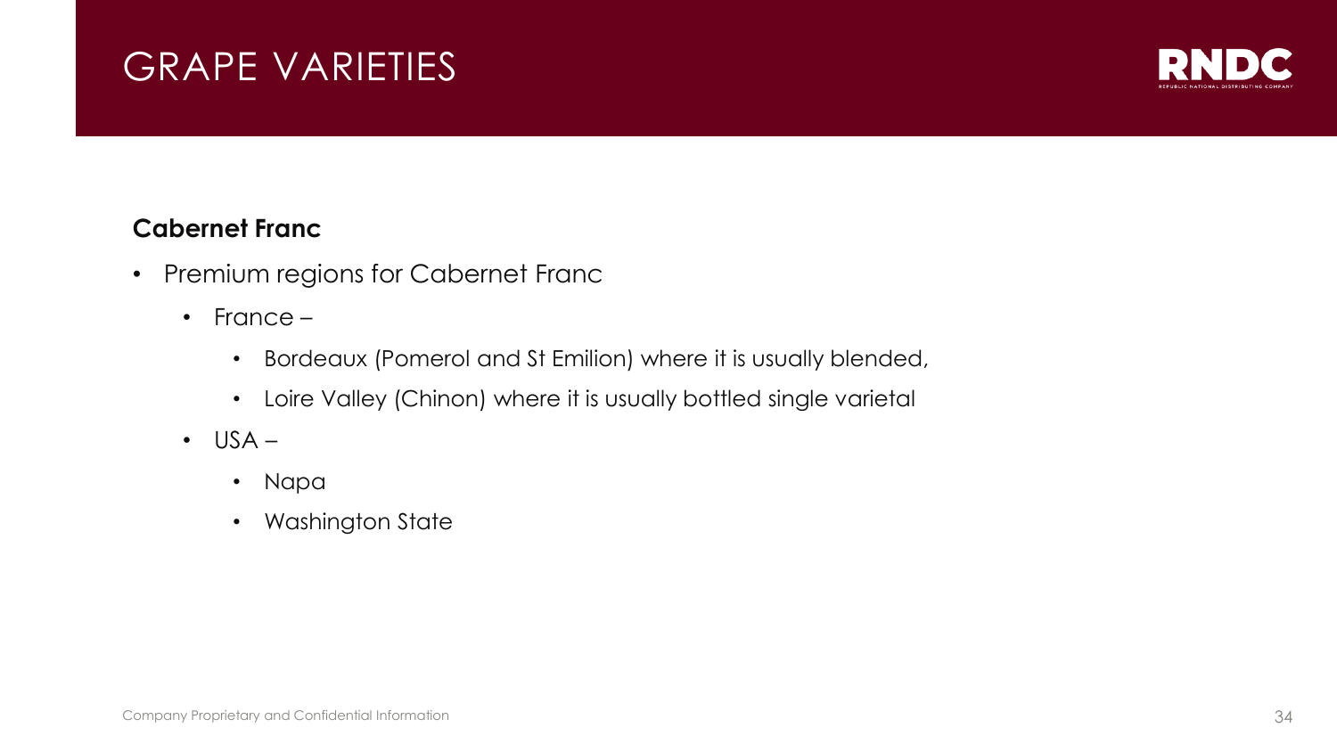# GRAPE VARIETIES

**Cabernet Franc**

- Premium regions for Cabernet Franc
  - France –
    - Bordeaux (Pomerol and St Emilion) where it is usually blended,
    - Loire Valley (Chinon) where it is usually bottled single varietal
  - USA –
    - Napa
    - Washington State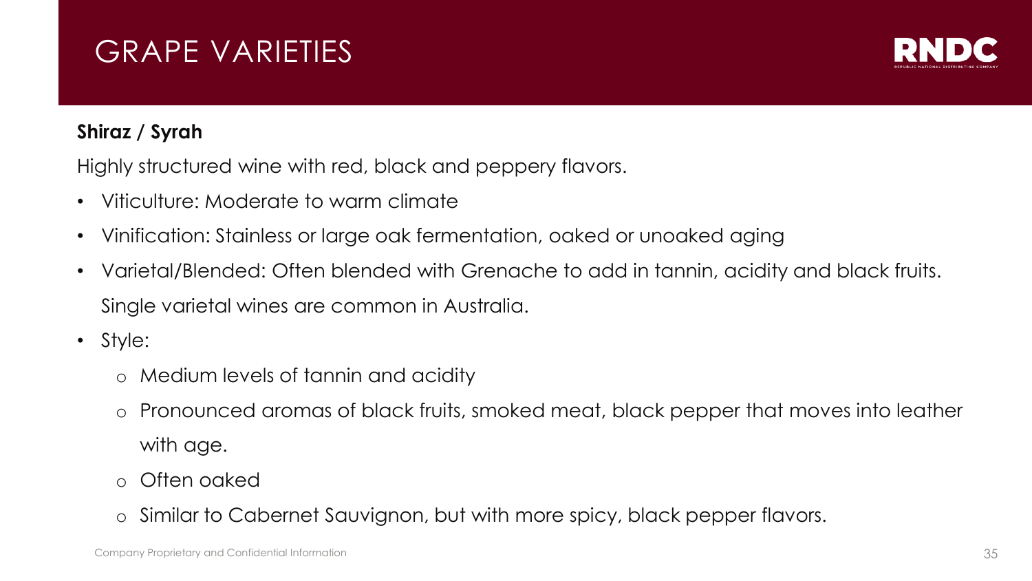# GRAPE VARIETIES

**Shiraz / Syrah**

Highly structured wine with red, black and peppery flavors.

- Viticulture: Moderate to warm climate
- Vinification: Stainless or large oak fermentation, oaked or unoaked aging
- Varietal/Blended: Often blended with Grenache to add in tannin, acidity and black fruits. Single varietal wines are common in Australia.
- Style:
  - Medium levels of tannin and acidity
  - Pronounced aromas of black fruits, smoked meat, black pepper that moves into leather with age.
  - Often oaked
  - Similar to Cabernet Sauvignon, but with more spicy, black pepper flavors.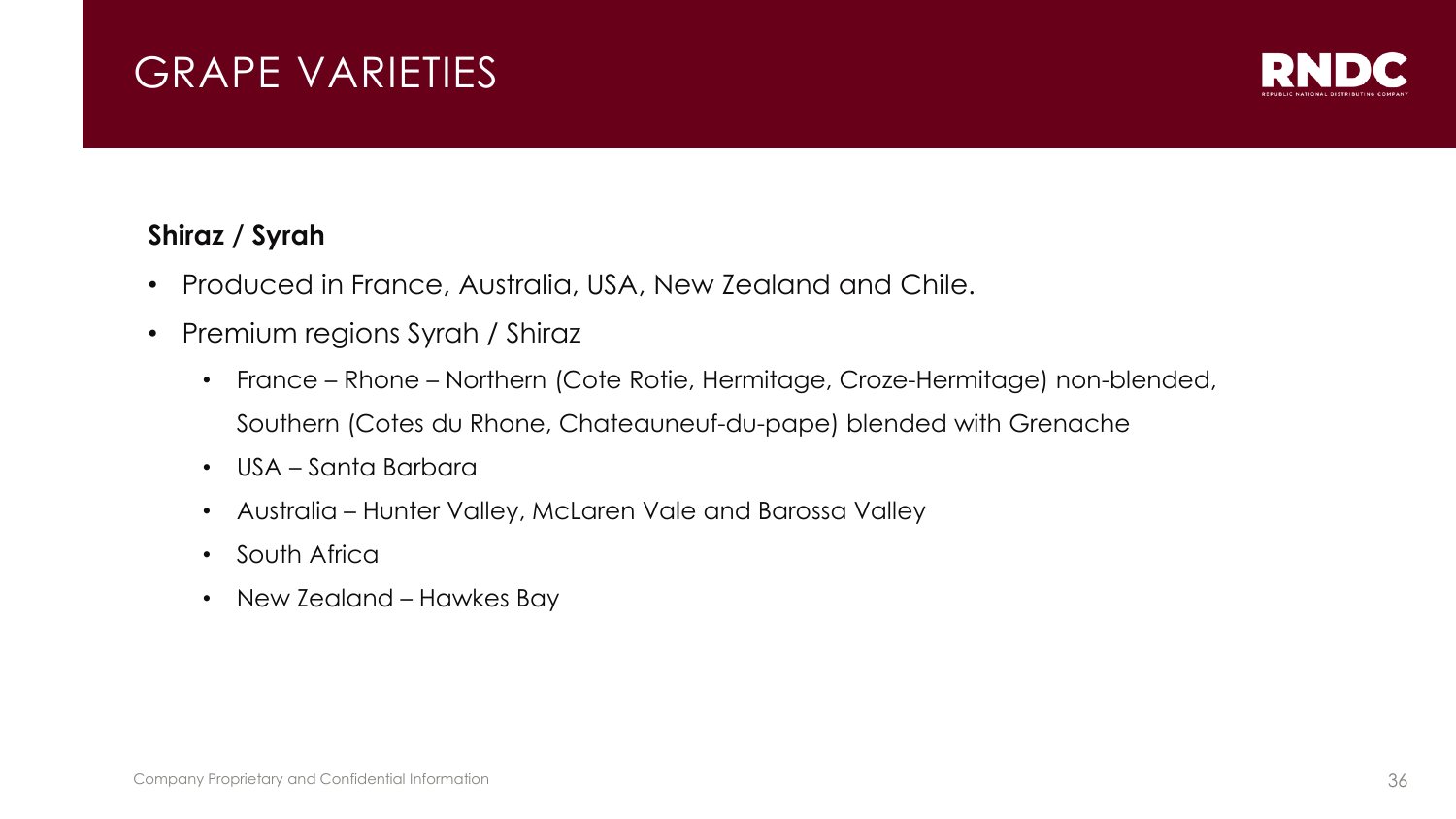# GRAPE VARIETIES

**Shiraz / Syrah**

- Produced in France, Australia, USA, New Zealand and Chile.
- Premium regions Syrah / Shiraz
  - France – Rhone – Northern (Cote Rotie, Hermitage, Croze-Hermitage) non-blended, Southern (Cotes du Rhone, Chateauneuf-du-pape) blended with Grenache
  - USA – Santa Barbara
  - Australia – Hunter Valley, McLaren Vale and Barossa Valley
  - South Africa
  - New Zealand – Hawkes Bay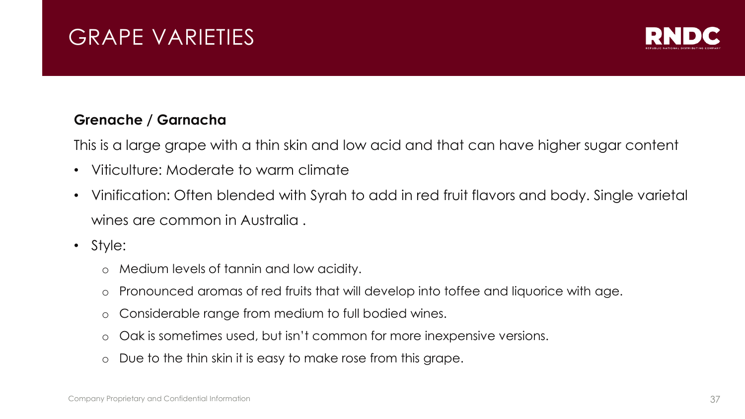# GRAPE VARIETIES

**Grenache / Garnacha**

This is a large grape with a thin skin and low acid and that can have higher sugar content

- Viticulture: Moderate to warm climate
- Vinification: Often blended with Syrah to add in red fruit flavors and body. Single varietal wines are common in Australia .
- Style:
  - Medium levels of tannin and low acidity.
  - Pronounced aromas of red fruits that will develop into toffee and liquorice with age.
  - Considerable range from medium to full bodied wines.
  - Oak is sometimes used, but isn't common for more inexpensive versions.
  - Due to the thin skin it is easy to make rose from this grape.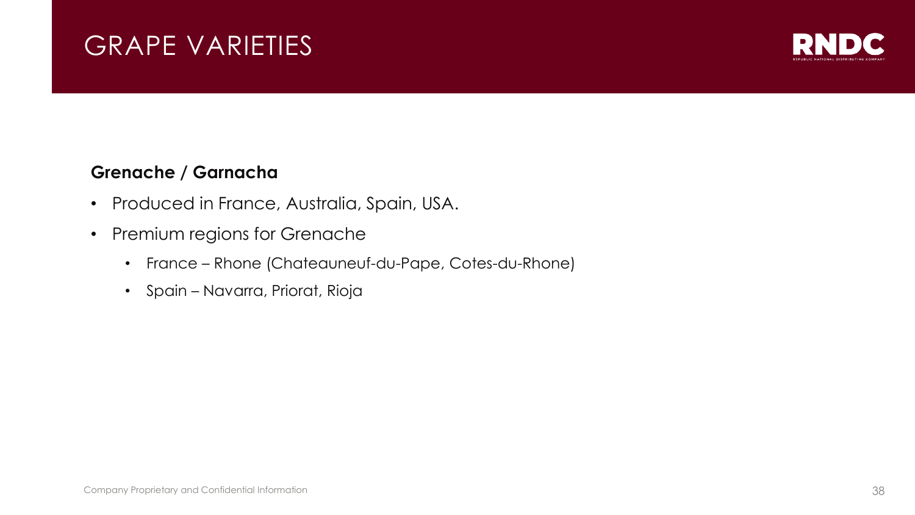# GRAPE VARIETIES

**Grenache / Garnacha**

- Produced in France, Australia, Spain, USA.
- Premium regions for Grenache
  - France – Rhone (Chateauneuf-du-Pape, Cotes-du-Rhone)
  - Spain – Navarra, Priorat, Rioja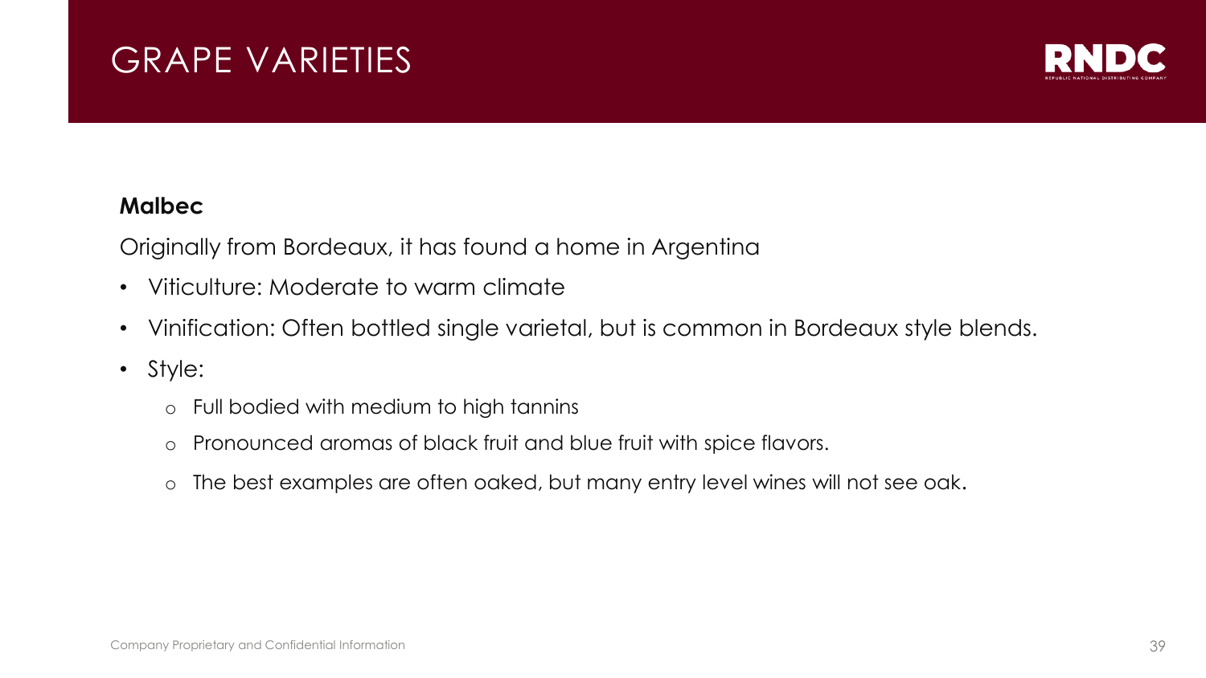# GRAPE VARIETIES

**Malbec**

Originally from Bordeaux, it has found a home in Argentina

- Viticulture: Moderate to warm climate
- Vinification: Often bottled single varietal, but is common in Bordeaux style blends.
- Style:
  - Full bodied with medium to high tannins
  - Pronounced aromas of black fruit and blue fruit with spice flavors.
  - The best examples are often oaked, but many entry level wines will not see oak.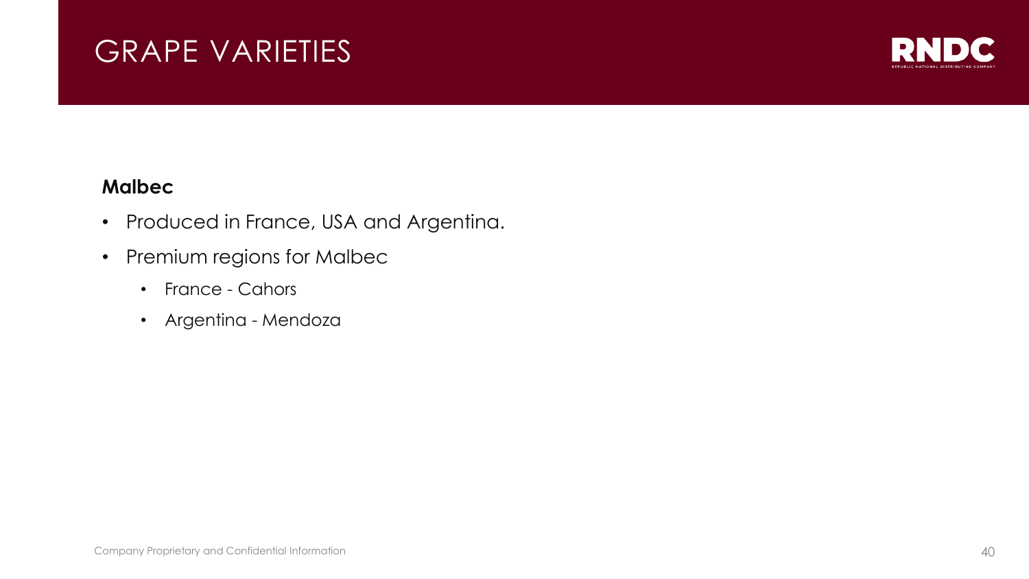# GRAPE VARIETIES

**Malbec**

- Produced in France, USA and Argentina.
- Premium regions for Malbec
  - France - Cahors
  - Argentina - Mendoza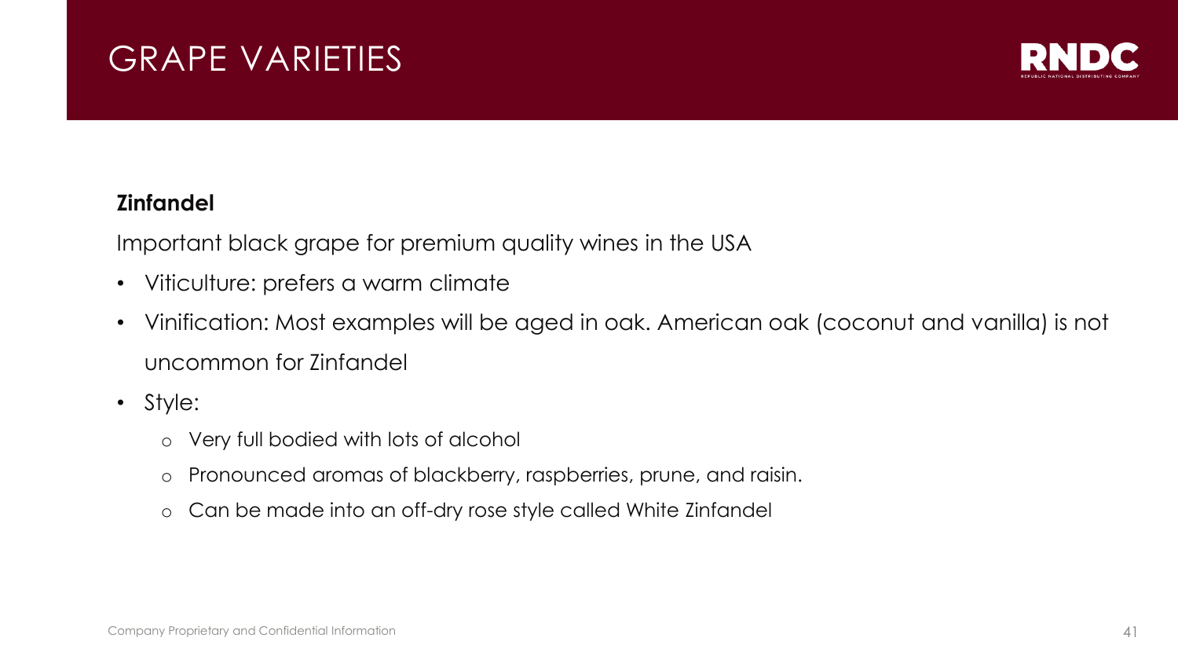# GRAPE VARIETIES

**Zinfandel**

Important black grape for premium quality wines in the USA

- Viticulture: prefers a warm climate
- Vinification: Most examples will be aged in oak. American oak (coconut and vanilla) is not uncommon for Zinfandel
- Style:
  - Very full bodied with lots of alcohol
  - Pronounced aromas of blackberry, raspberries, prune, and raisin.
  - Can be made into an off-dry rose style called White Zinfandel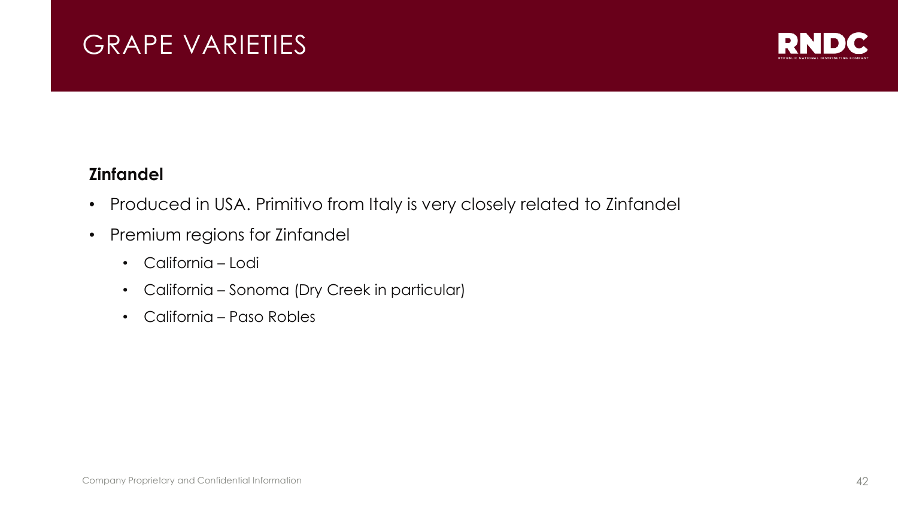# GRAPE VARIETIES

**Zinfandel**

- Produced in USA. Primitivo from Italy is very closely related to Zinfandel
- Premium regions for Zinfandel
  - California – Lodi
  - California – Sonoma (Dry Creek in particular)
  - California – Paso Robles